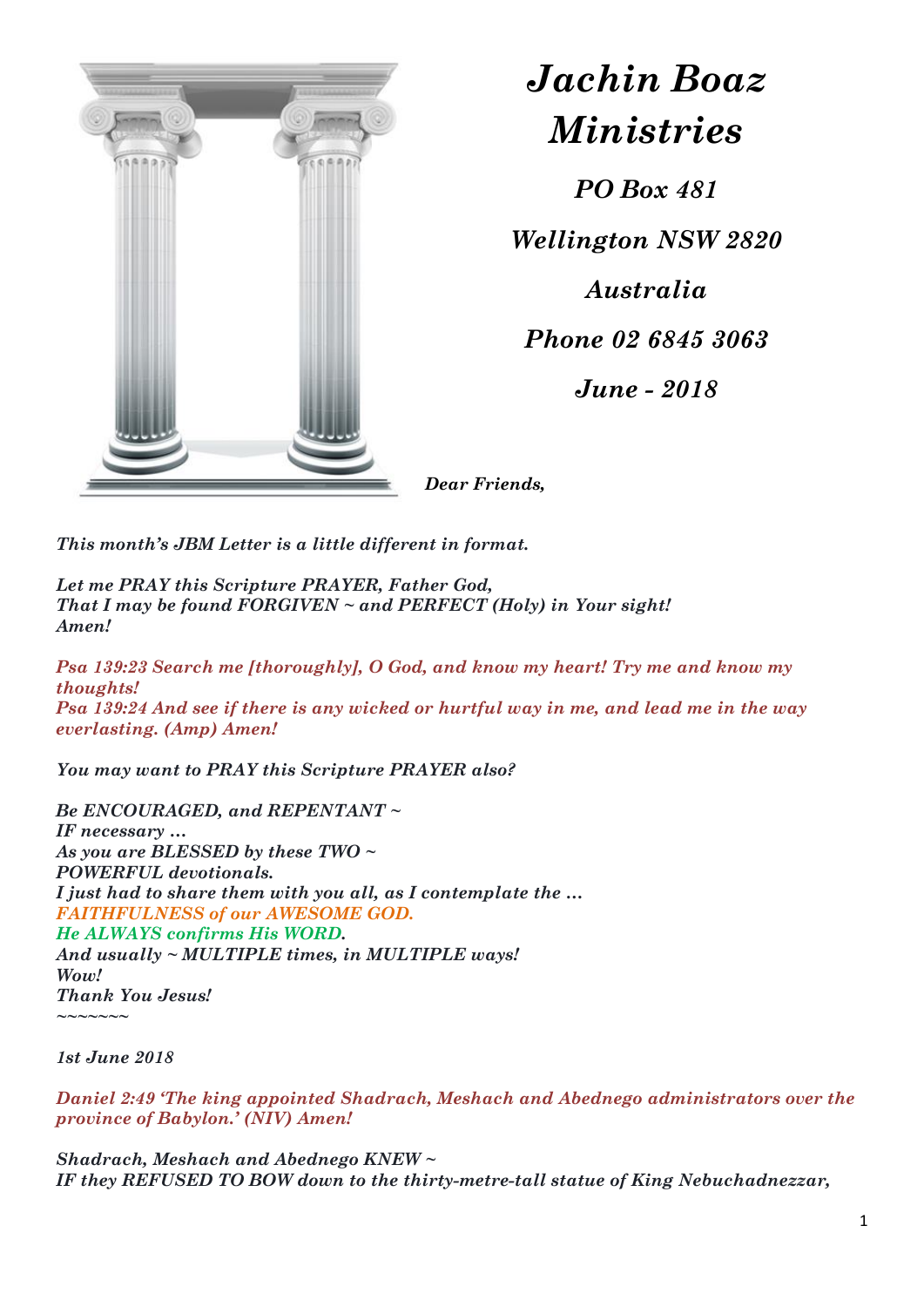# *Jachin Boaz Ministries*

***PO Box 481***

***Wellington NSW 2820***

***Australia***

***Phone 02 6845 3063***

***June - 2018***

***Dear Friends,***

***This month's JBM Letter is a little different in format.***

***Let me PRAY this Scripture PRAYER, Father God,***
***That I may be found FORGIVEN ~ and PERFECT (Holy) in Your sight!***
***Amen!***

***Psa 139:23 Search me [thoroughly], O God, and know my heart! Try me and know my thoughts!***
***Psa 139:24 And see if there is any wicked or hurtful way in me, and lead me in the way everlasting. (Amp) Amen!***

***You may want to PRAY this Scripture PRAYER also?***

***Be ENCOURAGED, and REPENTANT ~***
***IF necessary …***
***As you are BLESSED by these TWO ~***
***POWERFUL devotionals.***
***I just had to share them with you all, as I contemplate the …***
***FAITHFULNESS of our AWESOME GOD.***
***He ALWAYS confirms His WORD.***
***And usually ~ MULTIPLE times, in MULTIPLE ways!***
***Wow!***
***Thank You Jesus!***
***~~~~~~~***

***1st June 2018***

***Daniel 2:49 'The king appointed Shadrach, Meshach and Abednego administrators over the province of Babylon.' (NIV) Amen!***

***Shadrach, Meshach and Abednego KNEW ~***
***IF they REFUSED TO BOW down to the thirty-metre-tall statue of King Nebuchadnezzar,***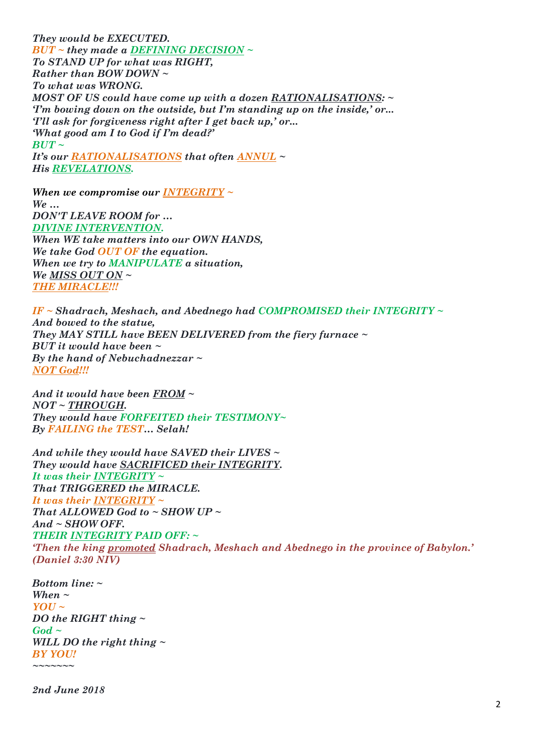***They would be EXECUTED.***
***BUT ~ they made a <u>DEFINING DECISION</u> ~***
***To STAND UP for what was RIGHT,***
***Rather than BOW DOWN ~***
***To what was WRONG.***
***MOST OF US could have come up with a dozen <u>RATIONALISATIONS</u>: ~***
***'I'm bowing down on the outside, but I'm standing up on the inside,' or...***
***'I'll ask for forgiveness right after I get back up,' or...***
***'What good am I to God if I'm dead?'***
***BUT ~***
***It's our <u>RATIONALISATIONS</u> that often <u>ANNUL</u> ~***
***His <u>REVELATIONS</u>.***

***When we compromise our <u>INTEGRITY</u> ~***
***We …***
***DON'T LEAVE ROOM for …***
***<u>DIVINE INTERVENTION</u>.***
***When WE take matters into our OWN HANDS,***
***We take God OUT OF the equation.***
***When we try to MANIPULATE a situation,***
***We <u>MISS OUT ON</u> ~***
***<u>THE MIRACLE!!!</u>***

***IF ~ Shadrach, Meshach, and Abednego had COMPROMISED their INTEGRITY ~***
***And bowed to the statue,***
***They MAY STILL have BEEN DELIVERED from the fiery furnace ~***
***BUT it would have been ~***
***By the hand of Nebuchadnezzar ~***
***<u>NOT God</u>!!!***

***And it would have been <u>FROM</u> ~***
***NOT ~ <u>THROUGH</u>.***
***They would have FORFEITED their TESTIMONY~***
***By FAILING the TEST… Selah!***

***And while they would have SAVED their LIVES ~***
***They would have <u>SACRIFICED their INTEGRITY</u>.***
***It was their <u>INTEGRITY</u> ~***
***That TRIGGERED the MIRACLE.***
***It was their <u>INTEGRITY</u> ~***
***That ALLOWED God to ~ SHOW UP ~***
***And ~ SHOW OFF.***
***THEIR <u>INTEGRITY</u> PAID OFF: ~***
***'Then the king <u>promoted</u> Shadrach, Meshach and Abednego in the province of Babylon.' (Daniel 3:30 NIV)***

***Bottom line: ~***
***When ~***
***YOU ~***
***DO the RIGHT thing ~***
***God ~***
***WILL DO the right thing ~***
***BY YOU!***
***~~~~~~~***

***2nd June 2018***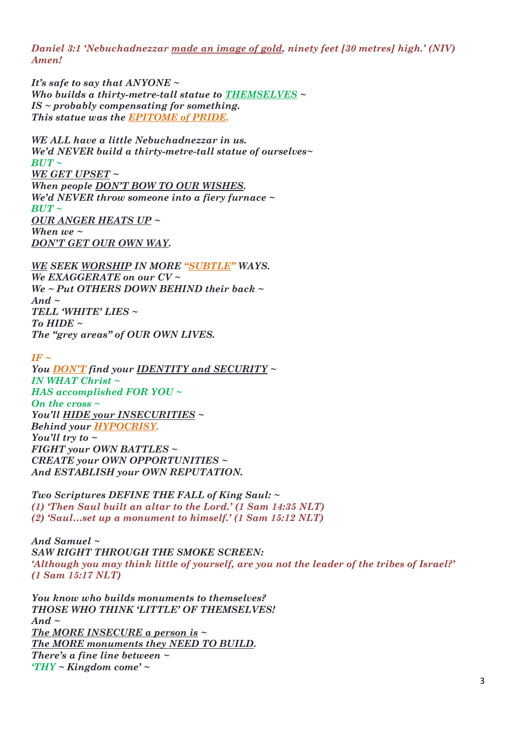*Daniel 3:1 'Nebuchadnezzar made an image of gold, ninety feet [30 metres] high.' (NIV) Amen!*

***It's safe to say that ANYONE ~***
***Who builds a thirty-metre-tall statue to THEMSELVES ~***
***IS ~ probably compensating for something.***
***This statue was the EPITOME of PRIDE.***

***WE ALL have a little Nebuchadnezzar in us.***
***We'd NEVER build a thirty-metre-tall statue of ourselves~***
***BUT ~***
***WE GET UPSET ~***
***When people DON'T BOW TO OUR WISHES.***
***We'd NEVER throw someone into a fiery furnace ~***
***BUT ~***
***OUR ANGER HEATS UP ~***
***When we ~***
***DON'T GET OUR OWN WAY.***

***WE SEEK WORSHIP IN MORE "SUBTLE" WAYS.***
***We EXAGGERATE on our CV ~***
***We ~ Put OTHERS DOWN BEHIND their back ~***
***And ~***
***TELL 'WHITE' LIES ~***
***To HIDE ~***
***The "grey areas" of OUR OWN LIVES.***

***IF ~***
***You DON'T find your IDENTITY and SECURITY ~***
***IN WHAT Christ ~***
***HAS accomplished FOR YOU ~***
***On the cross ~***
***You'll HIDE your INSECURITIES ~***
***Behind your HYPOCRISY.***
***You'll try to ~***
***FIGHT your OWN BATTLES ~***
***CREATE your OWN OPPORTUNITIES ~***
***And ESTABLISH your OWN REPUTATION.***

***Two Scriptures DEFINE THE FALL of King Saul: ~***
***(1) 'Then Saul built an altar to the Lord.' (1 Sam 14:35 NLT)***
***(2) 'Saul...set up a monument to himself.' (1 Sam 15:12 NLT)***

***And Samuel ~***
***SAW RIGHT THROUGH THE SMOKE SCREEN:***
***'Although you may think little of yourself, are you not the leader of the tribes of Israel?' (1 Sam 15:17 NLT)***

***You know who builds monuments to themselves?***
***THOSE WHO THINK 'LITTLE' OF THEMSELVES!***
***And ~***
***The MORE INSECURE a person is ~***
***The MORE monuments they NEED TO BUILD.***
***There's a fine line between ~***
***'THY ~ Kingdom come' ~***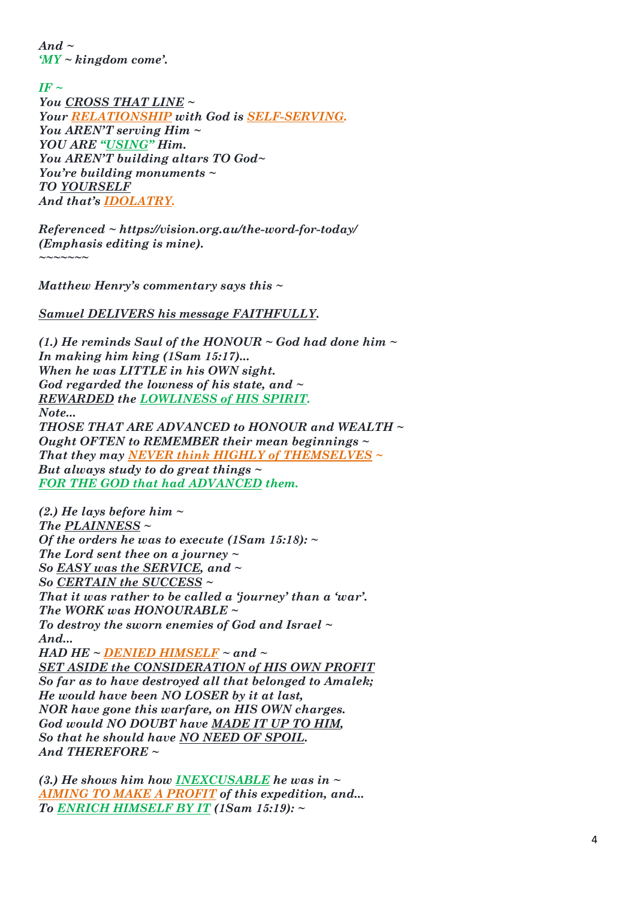*And ~*
*'MY ~ kingdom come'.*

*IF ~*
*You CROSS THAT LINE ~*
*Your RELATIONSHIP with God is SELF-SERVING.*
*You AREN'T serving Him ~*
*YOU ARE "USING" Him.*
*You AREN'T building altars TO God~*
*You're building monuments ~*
*TO YOURSELF*
*And that's IDOLATRY.*

*Referenced ~ https://vision.org.au/the-word-for-today/*
*(Emphasis editing is mine).*
*~~~~~~~*

*Matthew Henry's commentary says this ~*

*Samuel DELIVERS his message FAITHFULLY.*

*(1.) He reminds Saul of the HONOUR ~ God had done him ~*
*In making him king (1Sam 15:17)…*
*When he was LITTLE in his OWN sight.*
*God regarded the lowness of his state, and ~*
*REWARDED the LOWLINESS of HIS SPIRIT.*
*Note…*
*THOSE THAT ARE ADVANCED to HONOUR and WEALTH ~*
*Ought OFTEN to REMEMBER their mean beginnings ~*
*That they may NEVER think HIGHLY of THEMSELVES ~*
*But always study to do great things ~*
*FOR THE GOD that had ADVANCED them.*

*(2.) He lays before him ~*
*The PLAINNESS ~*
*Of the orders he was to execute (1Sam 15:18): ~*
*The Lord sent thee on a journey ~*
*So EASY was the SERVICE, and ~*
*So CERTAIN the SUCCESS ~*
*That it was rather to be called a 'journey' than a 'war'.*
*The WORK was HONOURABLE ~*
*To destroy the sworn enemies of God and Israel ~*
*And…*
*HAD HE ~ DENIED HIMSELF ~ and ~*
*SET ASIDE the CONSIDERATION of HIS OWN PROFIT*
*So far as to have destroyed all that belonged to Amalek;*
*He would have been NO LOSER by it at last,*
*NOR have gone this warfare, on HIS OWN charges.*
*God would NO DOUBT have MADE IT UP TO HIM,*
*So that he should have NO NEED OF SPOIL.*
*And THEREFORE ~*

*(3.) He shows him how INEXCUSABLE he was in ~*
*AIMING TO MAKE A PROFIT of this expedition, and…*
*To ENRICH HIMSELF BY IT (1Sam 15:19): ~*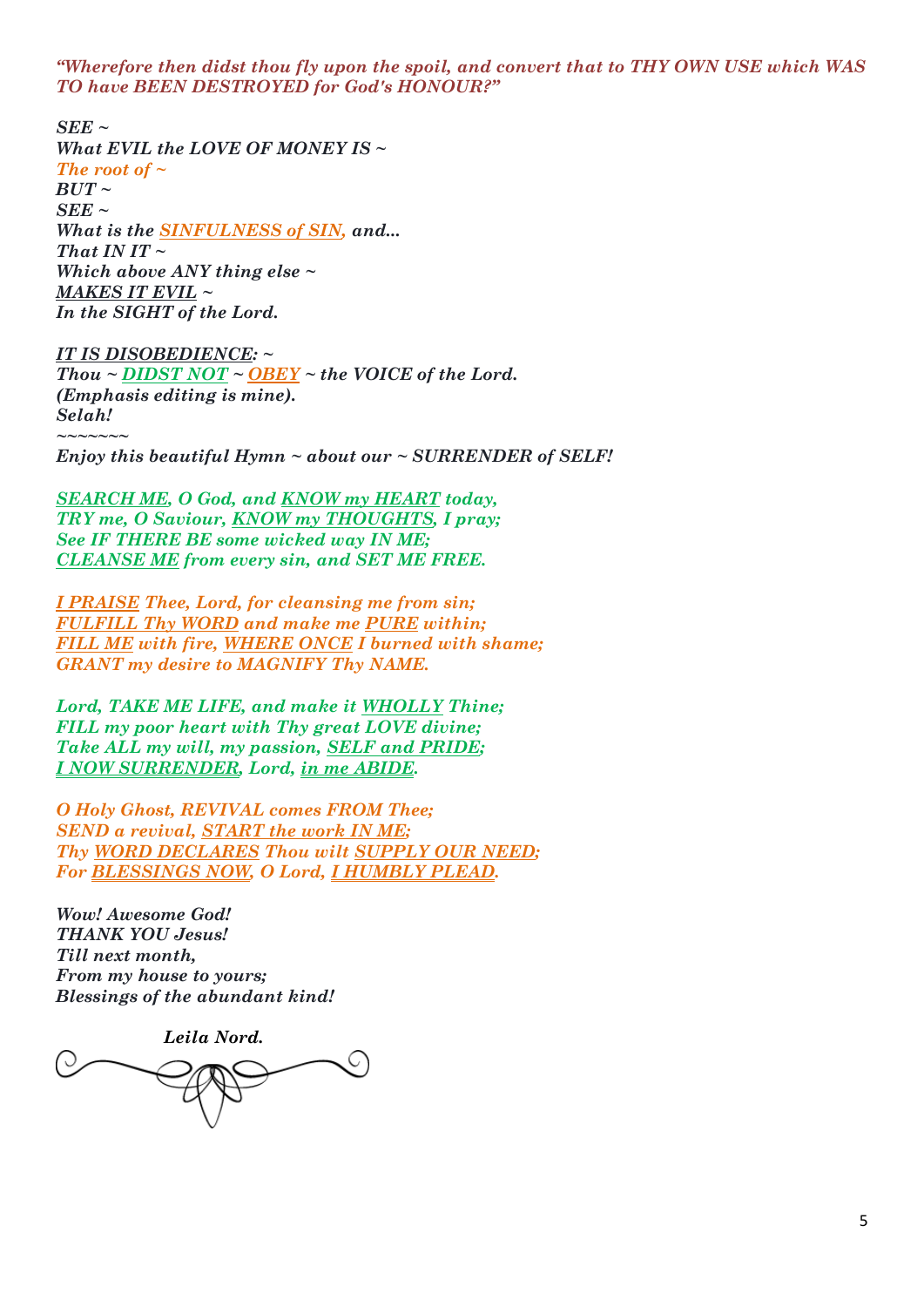*“Wherefore then didst thou fly upon the spoil, and convert that to THY OWN USE which WAS TO have BEEN DESTROYED for God's HONOUR?”*

*SEE ~*
*What EVIL the LOVE OF MONEY IS ~*
*The root of ~*
*BUT ~*
*SEE ~*
*What is the SINFULNESS of SIN, and...*
*That IN IT ~*
*Which above ANY thing else ~*
*MAKES IT EVIL ~*
*In the SIGHT of the Lord.*

*IT IS DISOBEDIENCE: ~*
*Thou ~ DIDST NOT ~ OBEY ~ the VOICE of the Lord.*
*(Emphasis editing is mine).*
*Selah!*
*~~~~~~~*
*Enjoy this beautiful Hymn ~ about our ~ SURRENDER of SELF!*

*SEARCH ME, O God, and KNOW my HEART today,*
*TRY me, O Saviour, KNOW my THOUGHTS, I pray;*
*See IF THERE BE some wicked way IN ME;*
*CLEANSE ME from every sin, and SET ME FREE.*

*I PRAISE Thee, Lord, for cleansing me from sin;*
*FULFILL Thy WORD and make me PURE within;*
*FILL ME with fire, WHERE ONCE I burned with shame;*
*GRANT my desire to MAGNIFY Thy NAME.*

*Lord, TAKE ME LIFE, and make it WHOLLY Thine;*
*FILL my poor heart with Thy great LOVE divine;*
*Take ALL my will, my passion, SELF and PRIDE;*
*I NOW SURRENDER, Lord, in me ABIDE.*

*O Holy Ghost, REVIVAL comes FROM Thee;*
*SEND a revival, START the work IN ME;*
*Thy WORD DECLARES Thou wilt SUPPLY OUR NEED;*
*For BLESSINGS NOW, O Lord, I HUMBLY PLEAD.*

*Wow! Awesome God!*
*THANK YOU Jesus!*
*Till next month,*
*From my house to yours;*
*Blessings of the abundant kind!*

*Leila Nord.*